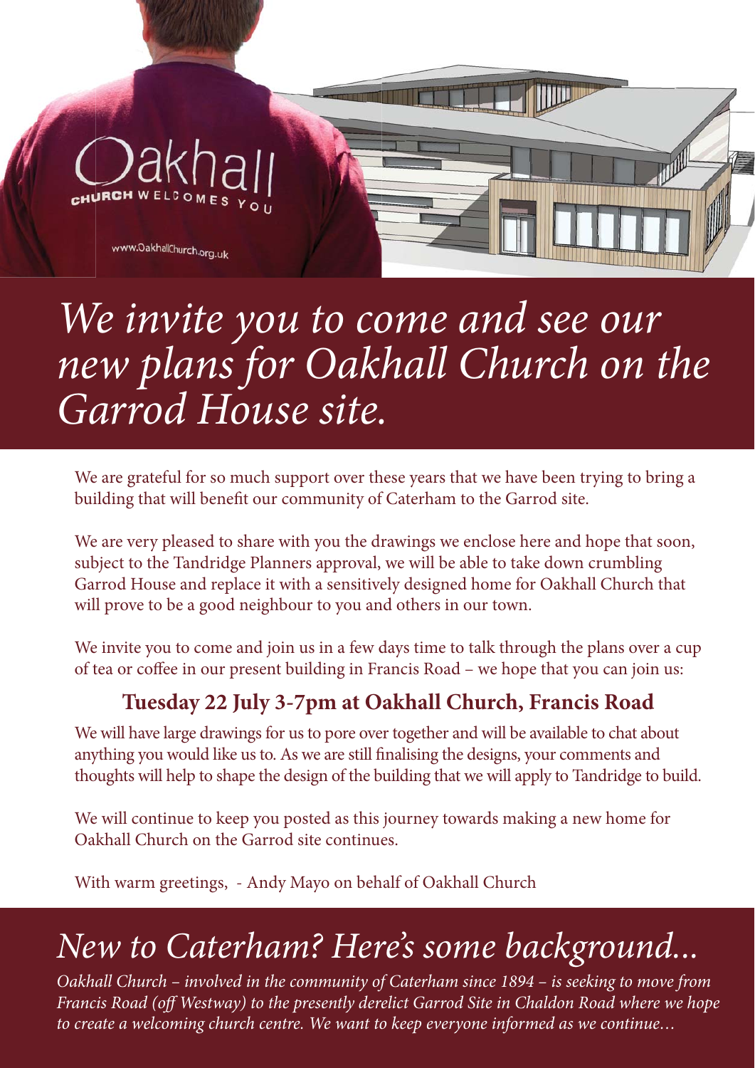# *We invite you to come and see our new plans for Oakhall Church on the Garrod House site.*

We are grateful for so much support over these years that we have been trying to bring a building that will benefit our community of Caterham to the Garrod site.

We are very pleased to share with you the drawings we enclose here and hope that soon, subject to the Tandridge Planners approval, we will be able to take down crumbling Garrod House and replace it with a sensitively designed home for Oakhall Church that will prove to be a good neighbour to you and others in our town.

We invite you to come and join us in a few days time to talk through the plans over a cup of tea or coffee in our present building in Francis Road – we hope that you can join us:

**Tuesday 22 July 3-7pm at Oakhall Church, Francis Road**

We will have large drawings for us to pore over together and will be available to chat about anything you would like us to. As we are still finalising the designs, your comments and thoughts will help to shape the design of the building that we will apply to Tandridge to build.

We will continue to keep you posted as this journey towards making a new home for Oakhall Church on the Garrod site continues.

With warm greetings, - Andy Mayo on behalf of Oakhall Church

## *New to Caterham? Here's some background...*

*Oakhall Church – involved in the community of Caterham since 1894 – is seeking to move from Francis Road (off Westway) to the presently derelict Garrod Site in Chaldon Road where we hope to create a welcoming church centre. We want to keep everyone informed as we continue…*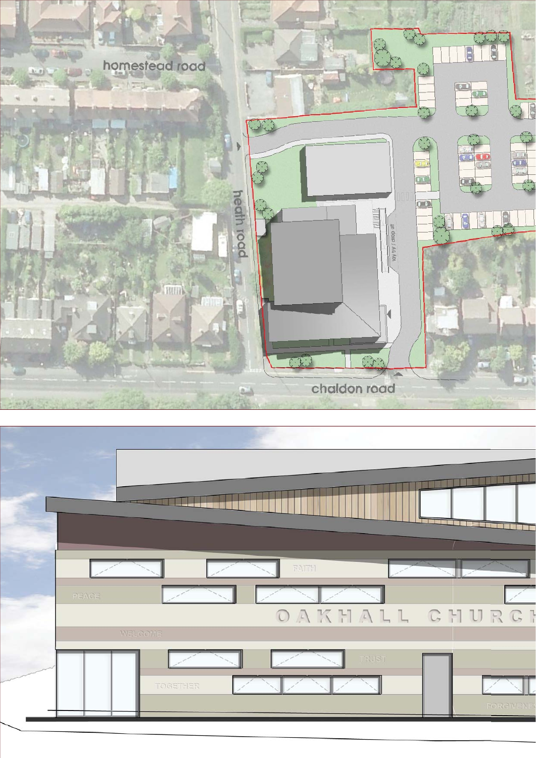homestead road

heath road

chaldon road

lay by / drop off

FAITH

PEACE

OAKHALL CHURCH

WELCOME

TRUST

TOGETHER

FORGIVENESS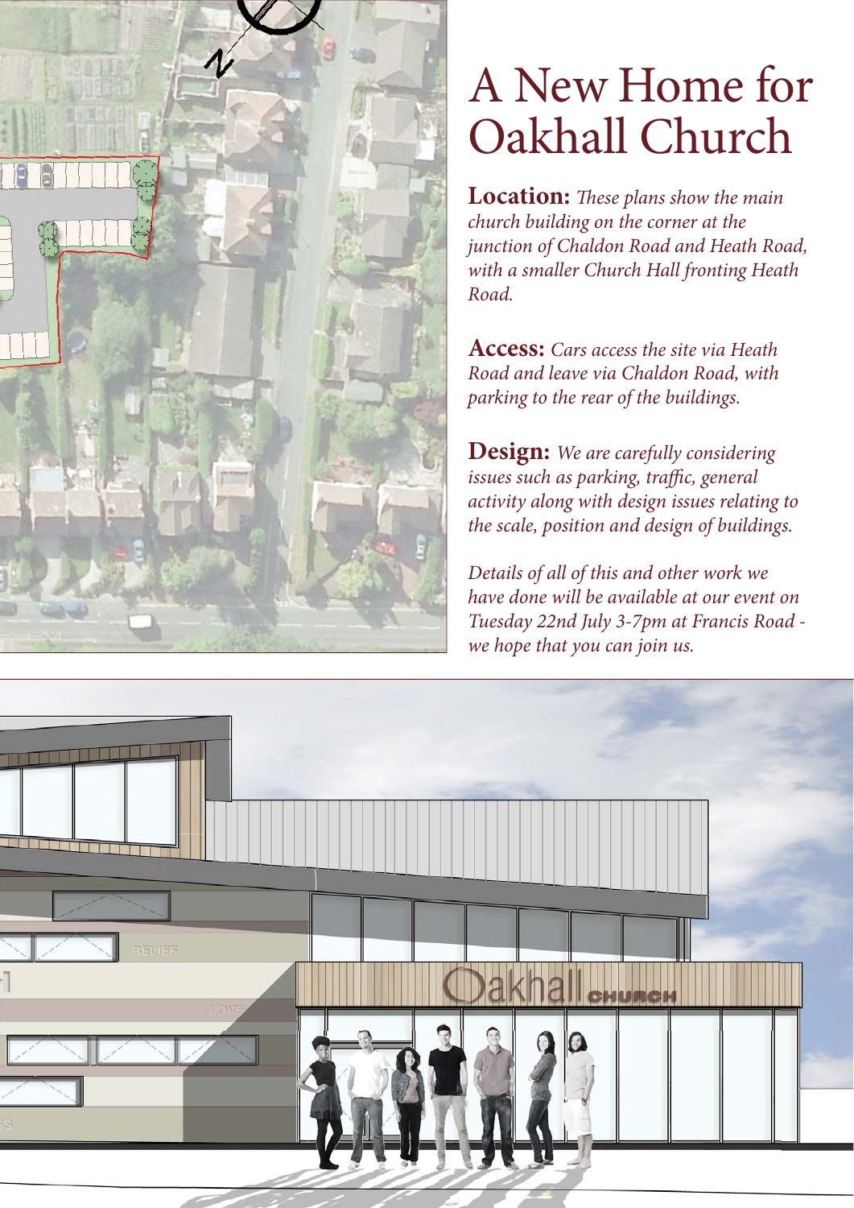# A New Home for Oakhall Church

**Location:** *These plans show the main church building on the corner at the junction of Chaldon Road and Heath Road, with a smaller Church Hall fronting Heath Road.*

**Access:** *Cars access the site via Heath Road and leave via Chaldon Road, with parking to the rear of the buildings.*

**Design:** *We are carefully considering issues such as parking, traffic, general activity along with design issues relating to the scale, position and design of buildings.*

*Details of all of this and other work we have done will be available at our event on Tuesday 22nd July 3-7pm at Francis Road - we hope that you can join us.*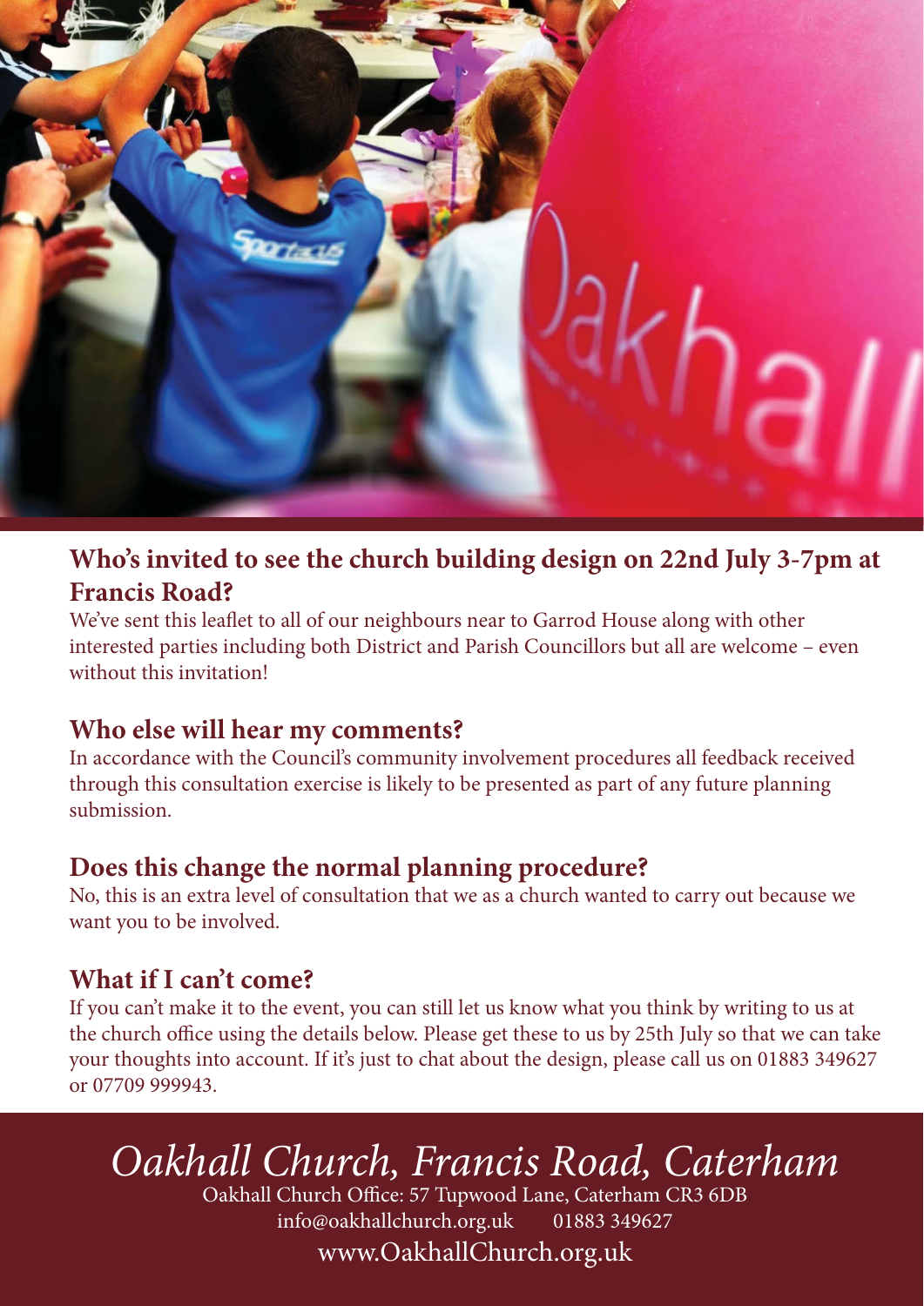## Who's invited to see the church building design on 22nd July 3-7pm at Francis Road?

We've sent this leaflet to all of our neighbours near to Garrod House along with other interested parties including both District and Parish Councillors but all are welcome – even without this invitation!

## Who else will hear my comments?

In accordance with the Council's community involvement procedures all feedback received through this consultation exercise is likely to be presented as part of any future planning submission.

## Does this change the normal planning procedure?

No, this is an extra level of consultation that we as a church wanted to carry out because we want you to be involved.

## What if I can't come?

If you can't make it to the event, you can still let us know what you think by writing to us at the church office using the details below. Please get these to us by 25th July so that we can take your thoughts into account. If it's just to chat about the design, please call us on 01883 349627 or 07709 999943.

# *Oakhall Church, Francis Road, Caterham*

Oakhall Church Office: 57 Tupwood Lane, Caterham CR3 6DB

info@oakhallchurch.org.uk 01883 349627

www.OakhallChurch.org.uk